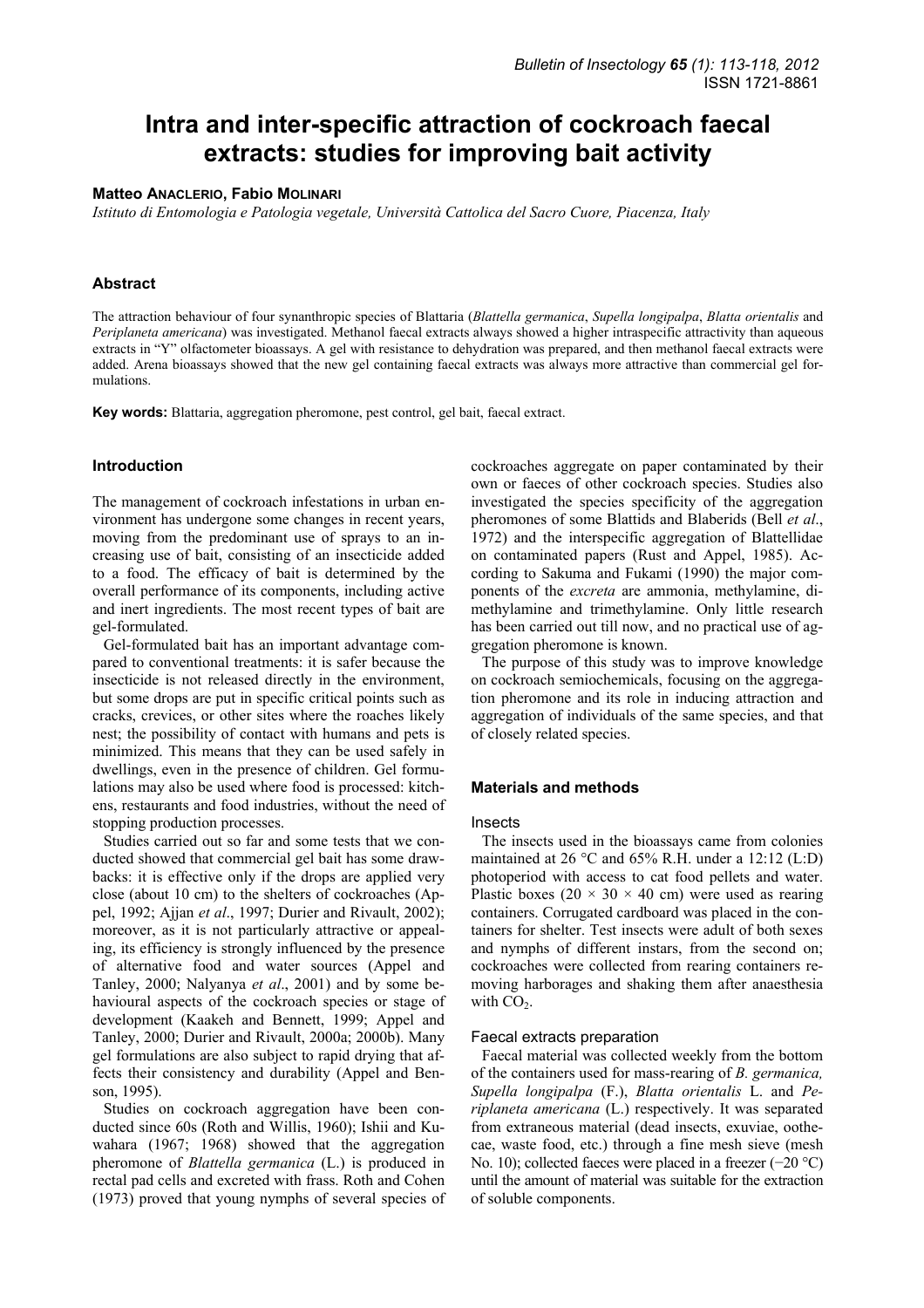# Intra and inter-specific attraction of cockroach faecal extracts: studies for improving bait activity

**Matteo Anaclerio, Fabio Molinari**

*Istituto di Entomologia e Patologia vegetale, Università Cattolica del Sacro Cuore, Piacenza, Italy*

## Abstract

The attraction behaviour of four synanthropic species of Blattaria (*Blattella germanica*, *Supella longipalpa*, *Blatta orientalis* and *Periplaneta americana*) was investigated. Methanol faecal extracts always showed a higher intraspecific attractivity than aqueous extracts in "Y" olfactometer bioassays. A gel with resistance to dehydration was prepared, and then methanol faecal extracts were added. Arena bioassays showed that the new gel containing faecal extracts was always more attractive than commercial gel formulations.

**Key words:** Blattaria, aggregation pheromone, pest control, gel bait, faecal extract.

## Introduction

The management of cockroach infestations in urban environment has undergone some changes in recent years, moving from the predominant use of sprays to an increasing use of bait, consisting of an insecticide added to a food. The efficacy of bait is determined by the overall performance of its components, including active and inert ingredients. The most recent types of bait are gel-formulated.

Gel-formulated bait has an important advantage compared to conventional treatments: it is safer because the insecticide is not released directly in the environment, but some drops are put in specific critical points such as cracks, crevices, or other sites where the roaches likely nest; the possibility of contact with humans and pets is minimized. This means that they can be used safely in dwellings, even in the presence of children. Gel formulations may also be used where food is processed: kitchens, restaurants and food industries, without the need of stopping production processes.

Studies carried out so far and some tests that we conducted showed that commercial gel bait has some drawbacks: it is effective only if the drops are applied very close (about 10 cm) to the shelters of cockroaches (Appel, 1992; Ajjan *et al*., 1997; Durier and Rivault, 2002); moreover, as it is not particularly attractive or appealing, its efficiency is strongly influenced by the presence of alternative food and water sources (Appel and Tanley, 2000; Nalyanya *et al*., 2001) and by some behavioural aspects of the cockroach species or stage of development (Kaakeh and Bennett, 1999; Appel and Tanley, 2000; Durier and Rivault, 2000a; 2000b). Many gel formulations are also subject to rapid drying that affects their consistency and durability (Appel and Benson, 1995).

Studies on cockroach aggregation have been conducted since 60s (Roth and Willis, 1960); Ishii and Kuwahara (1967; 1968) showed that the aggregation pheromone of *Blattella germanica* (L.) is produced in rectal pad cells and excreted with frass. Roth and Cohen (1973) proved that young nymphs of several species of cockroaches aggregate on paper contaminated by their own or faeces of other cockroach species. Studies also investigated the species specificity of the aggregation pheromones of some Blattids and Blaberids (Bell *et al*., 1972) and the interspecific aggregation of Blattellidae on contaminated papers (Rust and Appel, 1985). According to Sakuma and Fukami (1990) the major components of the *excreta* are ammonia, methylamine, dimethylamine and trimethylamine. Only little research has been carried out till now, and no practical use of aggregation pheromone is known.

The purpose of this study was to improve knowledge on cockroach semiochemicals, focusing on the aggregation pheromone and its role in inducing attraction and aggregation of individuals of the same species, and that of closely related species.

## Materials and methods

### Insects

The insects used in the bioassays came from colonies maintained at 26 °C and 65% R.H. under a 12:12 (L:D) photoperiod with access to cat food pellets and water. Plastic boxes (20 × 30 × 40 cm) were used as rearing containers. Corrugated cardboard was placed in the containers for shelter. Test insects were adult of both sexes and nymphs of different instars, from the second on; cockroaches were collected from rearing containers removing harborages and shaking them after anaesthesia with $CO_2$.

### Faecal extracts preparation

Faecal material was collected weekly from the bottom of the containers used for mass-rearing of *B. germanica, Supella longipalpa* (F.), *Blatta orientalis* L. and *Periplaneta americana* (L.) respectively. It was separated from extraneous material (dead insects, exuviae, oothecae, waste food, etc.) through a fine mesh sieve (mesh No. 10); collected faeces were placed in a freezer (−20 °C) until the amount of material was suitable for the extraction of soluble components.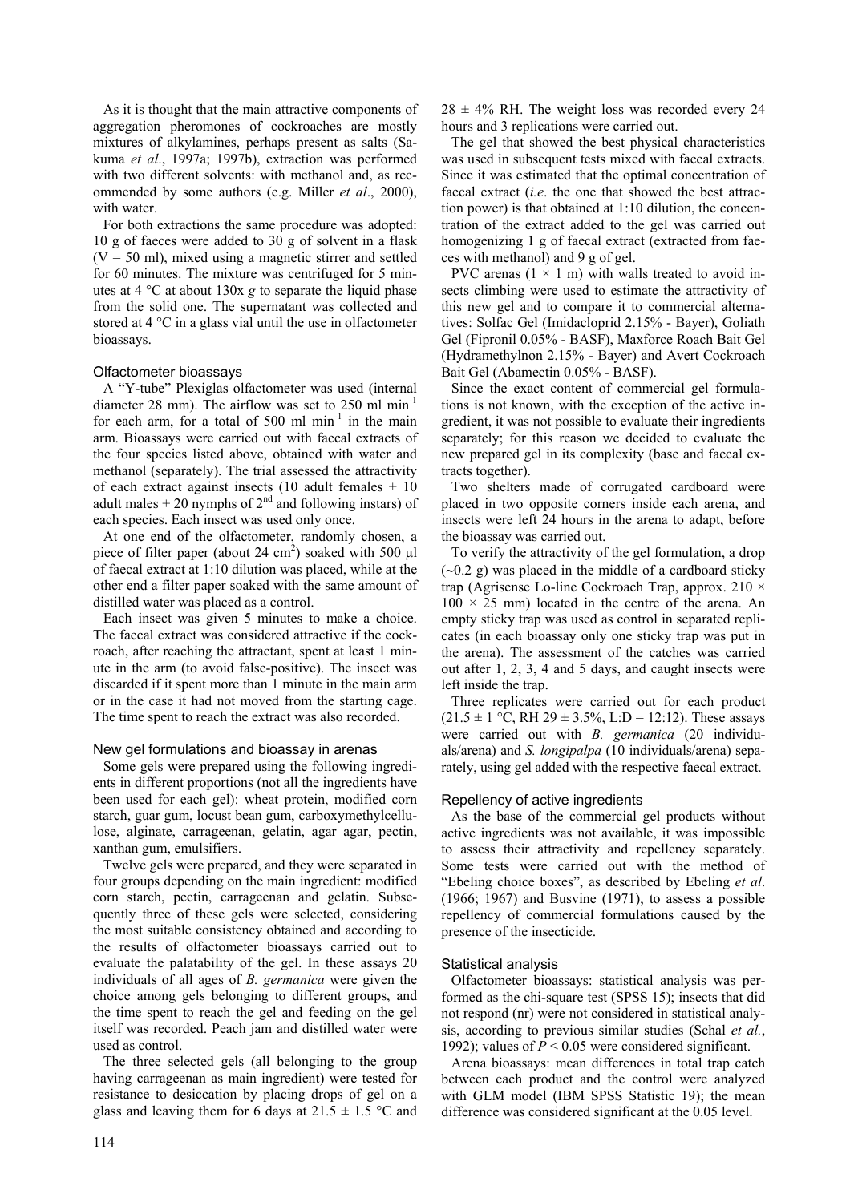As it is thought that the main attractive components of aggregation pheromones of cockroaches are mostly mixtures of alkylamines, perhaps present as salts (Sakuma *et al*., 1997a; 1997b), extraction was performed with two different solvents: with methanol and, as recommended by some authors (e.g. Miller *et al*., 2000), with water.

For both extractions the same procedure was adopted: 10 g of faeces were added to 30 g of solvent in a flask (V = 50 ml), mixed using a magnetic stirrer and settled for 60 minutes. The mixture was centrifuged for 5 minutes at 4 °C at about 130x *g* to separate the liquid phase from the solid one. The supernatant was collected and stored at 4 °C in a glass vial until the use in olfactometer bioassays.

### Olfactometer bioassays

A "Y-tube" Plexiglas olfactometer was used (internal diameter 28 mm). The airflow was set to 250 ml min$^{-1}$ for each arm, for a total of 500 ml min$^{-1}$ in the main arm. Bioassays were carried out with faecal extracts of the four species listed above, obtained with water and methanol (separately). The trial assessed the attractivity of each extract against insects (10 adult females + 10 adult males + 20 nymphs of 2$^{nd}$ and following instars) of each species. Each insect was used only once.

At one end of the olfactometer, randomly chosen, a piece of filter paper (about 24 cm$^2$) soaked with 500 µl of faecal extract at 1:10 dilution was placed, while at the other end a filter paper soaked with the same amount of distilled water was placed as a control.

Each insect was given 5 minutes to make a choice. The faecal extract was considered attractive if the cockroach, after reaching the attractant, spent at least 1 minute in the arm (to avoid false-positive). The insect was discarded if it spent more than 1 minute in the main arm or in the case it had not moved from the starting cage. The time spent to reach the extract was also recorded.

### New gel formulations and bioassay in arenas

Some gels were prepared using the following ingredients in different proportions (not all the ingredients have been used for each gel): wheat protein, modified corn starch, guar gum, locust bean gum, carboxymethylcellulose, alginate, carrageenan, gelatin, agar agar, pectin, xanthan gum, emulsifiers.

Twelve gels were prepared, and they were separated in four groups depending on the main ingredient: modified corn starch, pectin, carrageenan and gelatin. Subsequently three of these gels were selected, considering the most suitable consistency obtained and according to the results of olfactometer bioassays carried out to evaluate the palatability of the gel. In these assays 20 individuals of all ages of *B. germanica* were given the choice among gels belonging to different groups, and the time spent to reach the gel and feeding on the gel itself was recorded. Peach jam and distilled water were used as control.

The three selected gels (all belonging to the group having carrageenan as main ingredient) were tested for resistance to desiccation by placing drops of gel on a glass and leaving them for 6 days at 21.5 ± 1.5 °C and 28 ± 4% RH. The weight loss was recorded every 24 hours and 3 replications were carried out.

The gel that showed the best physical characteristics was used in subsequent tests mixed with faecal extracts. Since it was estimated that the optimal concentration of faecal extract (*i.e*. the one that showed the best attraction power) is that obtained at 1:10 dilution, the concentration of the extract added to the gel was carried out homogenizing 1 g of faecal extract (extracted from faeces with methanol) and 9 g of gel.

PVC arenas (1 × 1 m) with walls treated to avoid insects climbing were used to estimate the attractivity of this new gel and to compare it to commercial alternatives: Solfac Gel (Imidacloprid 2.15% - Bayer), Goliath Gel (Fipronil 0.05% - BASF), Maxforce Roach Bait Gel (Hydramethylnon 2.15% - Bayer) and Avert Cockroach Bait Gel (Abamectin 0.05% - BASF).

Since the exact content of commercial gel formulations is not known, with the exception of the active ingredient, it was not possible to evaluate their ingredients separately; for this reason we decided to evaluate the new prepared gel in its complexity (base and faecal extracts together).

Two shelters made of corrugated cardboard were placed in two opposite corners inside each arena, and insects were left 24 hours in the arena to adapt, before the bioassay was carried out.

To verify the attractivity of the gel formulation, a drop (~0.2 g) was placed in the middle of a cardboard sticky trap (Agrisense Lo-line Cockroach Trap, approx. 210 × 100 × 25 mm) located in the centre of the arena. An empty sticky trap was used as control in separated replicates (in each bioassay only one sticky trap was put in the arena). The assessment of the catches was carried out after 1, 2, 3, 4 and 5 days, and caught insects were left inside the trap.

Three replicates were carried out for each product (21.5 ± 1 °C, RH 29 ± 3.5%, L:D = 12:12). These assays were carried out with *B. germanica* (20 individuals/arena) and *S. longipalpa* (10 individuals/arena) separately, using gel added with the respective faecal extract.

### Repellency of active ingredients

As the base of the commercial gel products without active ingredients was not available, it was impossible to assess their attractivity and repellency separately. Some tests were carried out with the method of "Ebeling choice boxes", as described by Ebeling *et al*. (1966; 1967) and Busvine (1971), to assess a possible repellency of commercial formulations caused by the presence of the insecticide.

### Statistical analysis

Olfactometer bioassays: statistical analysis was performed as the chi-square test (SPSS 15); insects that did not respond (nr) were not considered in statistical analysis, according to previous similar studies (Schal *et al.*, 1992); values of $P < 0.05$ were considered significant.

Arena bioassays: mean differences in total trap catch between each product and the control were analyzed with GLM model (IBM SPSS Statistic 19); the mean difference was considered significant at the 0.05 level.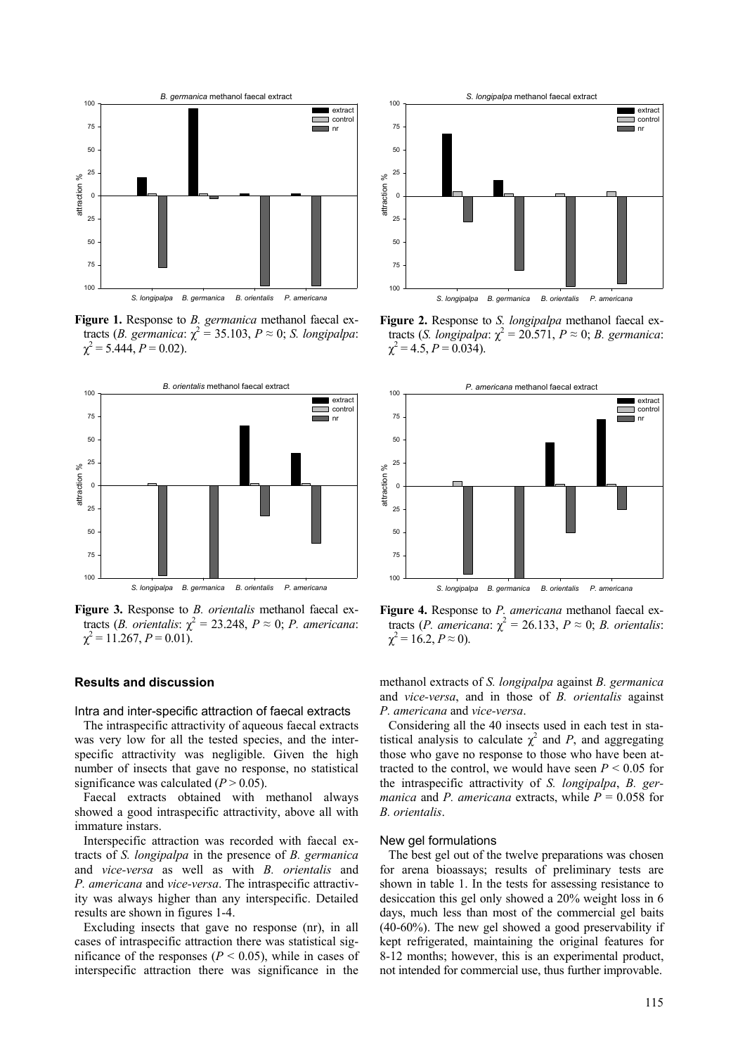**Figure 1.** Response to *B. germanica* methanol faecal extracts (*B. germanica*: $\chi^2 = 35.103$, $P \approx 0$; *S. longipalpa*: $\chi^2 = 5.444$, $P = 0.02$).

**Figure 2.** Response to *S. longipalpa* methanol faecal extracts (*S. longipalpa*: $\chi^2 = 20.571$, $P \approx 0$; *B. germanica*: $\chi^2 = 4.5$, $P = 0.034$).

**Figure 3.** Response to *B. orientalis* methanol faecal extracts (*B. orientalis*: $\chi^2 = 23.248$, $P \approx 0$; *P. americana*: $\chi^2 = 11.267$, $P = 0.01$).

**Figure 4.** Response to *P. americana* methanol faecal extracts (*P. americana*: $\chi^2 = 26.133$, $P \approx 0$; *B. orientalis*: $\chi^2 = 16.2$, $P \approx 0$).

## Results and discussion

### Intra and inter-specific attraction of faecal extracts

The intraspecific attractivity of aqueous faecal extracts was very low for all the tested species, and the interspecific attractivity was negligible. Given the high number of insects that gave no response, no statistical significance was calculated ($P > 0.05$).

Faecal extracts obtained with methanol always showed a good intraspecific attractivity, above all with immature instars.

Interspecific attraction was recorded with faecal extracts of *S. longipalpa* in the presence of *B. germanica* and *vice-versa* as well as with *B. orientalis* and *P. americana* and *vice-versa*. The intraspecific attractivity was always higher than any interspecific. Detailed results are shown in figures 1-4.

Excluding insects that gave no response (nr), in all cases of intraspecific attraction there was statistical significance of the responses ($P < 0.05$), while in cases of interspecific attraction there was significance in the methanol extracts of *S. longipalpa* against *B. germanica* and *vice-versa*, and in those of *B. orientalis* against *P. americana* and *vice-versa*.

Considering all the 40 insects used in each test in statistical analysis to calculate $\chi^2$ and *P*, and aggregating those who gave no response to those who have been attracted to the control, we would have seen $P < 0.05$ for the intraspecific attractivity of *S. longipalpa*, *B. germanica* and *P. americana* extracts, while $P = 0.058$ for *B. orientalis*.

### New gel formulations

The best gel out of the twelve preparations was chosen for arena bioassays; results of preliminary tests are shown in table 1. In the tests for assessing resistance to desiccation this gel only showed a 20% weight loss in 6 days, much less than most of the commercial gel baits (40-60%). The new gel showed a good preservability if kept refrigerated, maintaining the original features for 8-12 months; however, this is an experimental product, not intended for commercial use, thus further improvable.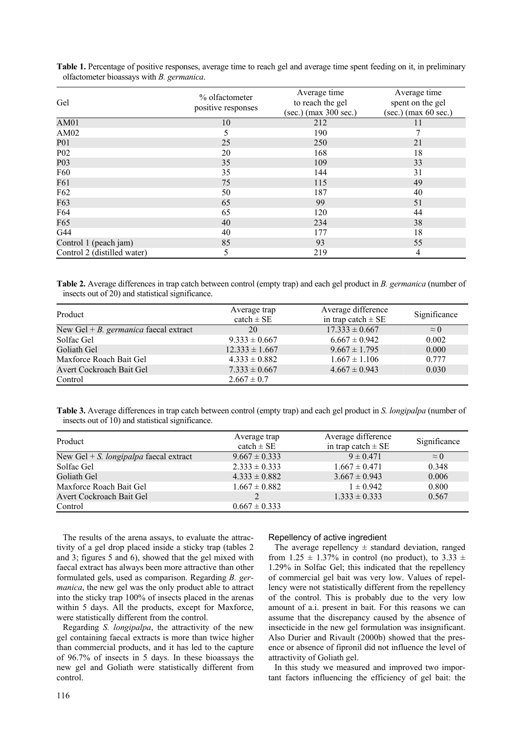**Table 1.** Percentage of positive responses, average time to reach gel and average time spent feeding on it, in preliminary olfactometer bioassays with *B. germanica*.

| Gel | % olfactometer positive responses | Average time to reach the gel (sec.) (max 300 sec.) | Average time spent on the gel (sec.) (max 60 sec.) |
|---|---|---|---|
| AM01 | 10 | 212 | 11 |
| AM02 | 5 | 190 | 7 |
| P01 | 25 | 250 | 21 |
| P02 | 20 | 168 | 18 |
| P03 | 35 | 109 | 33 |
| F60 | 35 | 144 | 31 |
| F61 | 75 | 115 | 49 |
| F62 | 50 | 187 | 40 |
| F63 | 65 | 99 | 51 |
| F64 | 65 | 120 | 44 |
| F65 | 40 | 234 | 38 |
| G44 | 40 | 177 | 18 |
| Control 1 (peach jam) | 85 | 93 | 55 |
| Control 2 (distilled water) | 5 | 219 | 4 |

**Table 2.** Average differences in trap catch between control (empty trap) and each gel product in *B. germanica* (number of insects out of 20) and statistical significance.

| Product | Average trap catch ± SE | Average difference in trap catch ± SE | Significance |
|---|---|---|---|
| New Gel + *B. germanica* faecal extract | 20 | 17.333 ± 0.667 | ≈ 0 |
| Solfac Gel | 9.333 ± 0.667 | 6.667 ± 0.942 | 0.002 |
| Goliath Gel | 12.333 ± 1.667 | 9.667 ± 1.795 | 0.000 |
| Maxforce Roach Bait Gel | 4.333 ± 0.882 | 1.667 ± 1.106 | 0.777 |
| Avert Cockroach Bait Gel | 7.333 ± 0.667 | 4.667 ± 0.943 | 0.030 |
| Control | 2.667 ± 0.7 | | |

**Table 3.** Average differences in trap catch between control (empty trap) and each gel product in *S. longipalpa* (number of insects out of 10) and statistical significance.

| Product | Average trap catch ± SE | Average difference in trap catch ± SE | Significance |
|---|---|---|---|
| New Gel + *S. longipalpa* faecal extract | 9.667 ± 0.333 | 9 ± 0.471 | ≈ 0 |
| Solfac Gel | 2.333 ± 0.333 | 1.667 ± 0.471 | 0.348 |
| Goliath Gel | 4.333 ± 0.882 | 3.667 ± 0.943 | 0.006 |
| Maxforce Roach Bait Gel | 1.667 ± 0.882 | 1 ± 0.942 | 0.800 |
| Avert Cockroach Bait Gel | 2 | 1.333 ± 0.333 | 0.567 |
| Control | 0.667 ± 0.333 | | |

The results of the arena assays, to evaluate the attractivity of a gel drop placed inside a sticky trap (tables 2 and 3; figures 5 and 6), showed that the gel mixed with faecal extract has always been more attractive than other formulated gels, used as comparison. Regarding *B. germanica*, the new gel was the only product able to attract into the sticky trap 100% of insects placed in the arenas within 5 days. All the products, except for Maxforce, were statistically different from the control.

Regarding *S. longipalpa*, the attractivity of the new gel containing faecal extracts is more than twice higher than commercial products, and it has led to the capture of 96.7% of insects in 5 days. In these bioassays the new gel and Goliath were statistically different from control.

### Repellency of active ingredient

The average repellency ± standard deviation, ranged from 1.25 ± 1.37% in control (no product), to 3.33 ± 1.29% in Solfac Gel; this indicated that the repellency of commercial gel bait was very low. Values of repellency were not statistically different from the repellency of the control. This is probably due to the very low amount of a.i. present in bait. For this reasons we can assume that the discrepancy caused by the absence of insecticide in the new gel formulation was insignificant. Also Durier and Rivault (2000b) showed that the presence or absence of fipronil did not influence the level of attractivity of Goliath gel.

In this study we measured and improved two important factors influencing the efficiency of gel bait: the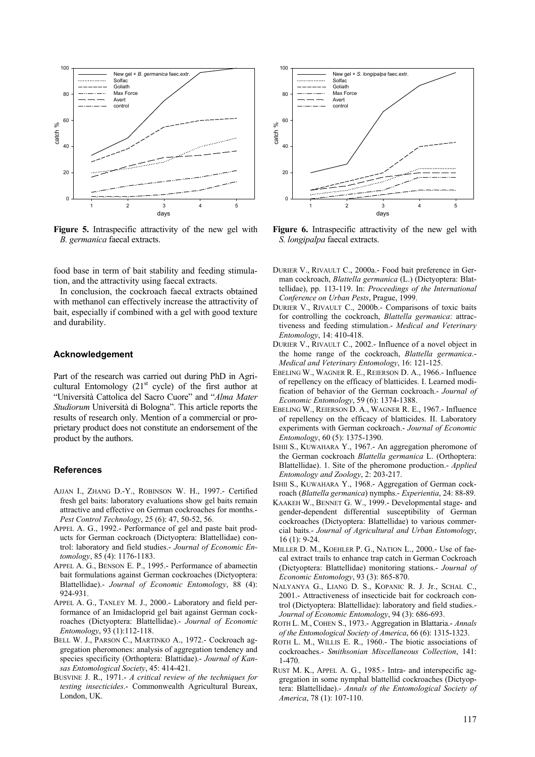**Figure 5.** Intraspecific attractivity of the new gel with *B. germanica* faecal extracts.

**Figure 6.** Intraspecific attractivity of the new gel with *S. longipalpa* faecal extracts.

food base in term of bait stability and feeding stimulation, and the attractivity using faecal extracts.

In conclusion, the cockroach faecal extracts obtained with methanol can effectively increase the attractivity of bait, especially if combined with a gel with good texture and durability.

## Acknowledgement

Part of the research was carried out during PhD in Agricultural Entomology (21st cycle) of the first author at "Università Cattolica del Sacro Cuore" and "*Alma Mater Studiorum* Università di Bologna". This article reports the results of research only. Mention of a commercial or proprietary product does not constitute an endorsement of the product by the authors.

## References

AJJAN I., ZHANG D.-Y., ROBINSON W. H., 1997.- Certified fresh gel baits: laboratory evaluations show gel baits remain attractive and effective on German cockroaches for months.- *Pest Control Technology*, 25 (6): 47, 50-52, 56.

APPEL A. G., 1992.- Performance of gel and paste bait products for German cockroach (Dictyoptera: Blattellidae) control: laboratory and field studies.- *Journal of Economic Entomology*, 85 (4): 1176-1183.

APPEL A. G., BENSON E. P., 1995.- Performance of abamectin bait formulations against German cockroaches (Dictyoptera: Blattellidae).- *Journal of Economic Entomology*, 88 (4): 924-931.

APPEL A. G., TANLEY M. J., 2000.- Laboratory and field performance of an Imidacloprid gel bait against German cockroaches (Dictyoptera: Blattellidae).- *Journal of Economic Entomology*, 93 (1):112-118.

BELL W. J., PARSON C., MARTINKO A., 1972.- Cockroach aggregation pheromones: analysis of aggregation tendency and species specificity (Orthoptera: Blattidae).- *Journal of Kansas Entomological Society*, 45: 414-421.

BUSVINE J. R., 1971.- *A critical review of the techniques for testing insecticides*.- Commonwealth Agricultural Bureax, London, UK.

DURIER V., RIVAULT C., 2000a.- Food bait preference in German cockroach, *Blattella germanica* (L.) (Dictyoptera: Blattellidae), pp. 113-119. In: *Proceedings of the International Conference on Urban Pests*, Prague, 1999.

DURIER V., RIVAULT C., 2000b.- Comparisons of toxic baits for controlling the cockroach, *Blattella germanica*: attractiveness and feeding stimulation.- *Medical and Veterinary Entomology*, 14: 410-418.

DURIER V., RIVAULT C., 2002.- Influence of a novel object in the home range of the cockroach, *Blattella germanica*.- *Medical and Veterinary Entomology*, 16: 121-125.

EBELING W., WAGNER R. E., REIERSON D. A., 1966.- Influence of repellency on the efficacy of blatticides. I. Learned modification of behavior of the German cockroach.- *Journal of Economic Entomology*, 59 (6): 1374-1388.

EBELING W., REIERSON D. A., WAGNER R. E., 1967.- Influence of repellency on the efficacy of blatticides. II. Laboratory experiments with German cockroach.- *Journal of Economic Entomology*, 60 (5): 1375-1390.

ISHII S., KUWAHARA Y., 1967.- An aggregation pheromone of the German cockroach *Blattella germanica* L. (Orthoptera: Blattellidae). 1. Site of the pheromone production.- *Applied Entomology and Zoology*, 2: 203-217.

ISHII S., KUWAHARA Y., 1968.- Aggregation of German cockroach (*Blattella germanica*) nymphs.- *Experientia*, 24: 88-89.

KAAKEH W., BENNET G. W., 1999.- Developmental stage- and gender-dependent differential susceptibility of German cockroaches (Dictyoptera: Blattellidae) to various commercial baits.- *Journal of Agricultural and Urban Entomology*, 16 (1): 9-24.

MILLER D. M., KOEHLER P. G., NATION L., 2000.- Use of faecal extract trails to enhance trap catch in German Cockroach (Dictyoptera: Blattellidae) monitoring stations.- *Journal of Economic Entomology*, 93 (3): 865-870.

NALYANYA G., LIANG D. S., KOPANIC R. J. Jr., SCHAL C., 2001.- Attractiveness of insecticide bait for cockroach control (Dictyoptera: Blattellidae): laboratory and field studies.- *Journal of Economic Entomology*, 94 (3): 686-693.

ROTH L. M., COHEN S., 1973.- Aggregation in Blattaria.- *Annals of the Entomological Society of America*, 66 (6): 1315-1323.

ROTH L. M., WILLIS E. R., 1960.- The biotic associations of cockroaches.- *Smithsonian Miscellaneous Collection*, 141: 1-470.

RUST M. K., APPEL A. G., 1985.- Intra- and interspecific aggregation in some nymphal blattellid cockroaches (Dictyoptera: Blattellidae).- *Annals of the Entomological Society of America*, 78 (1): 107-110.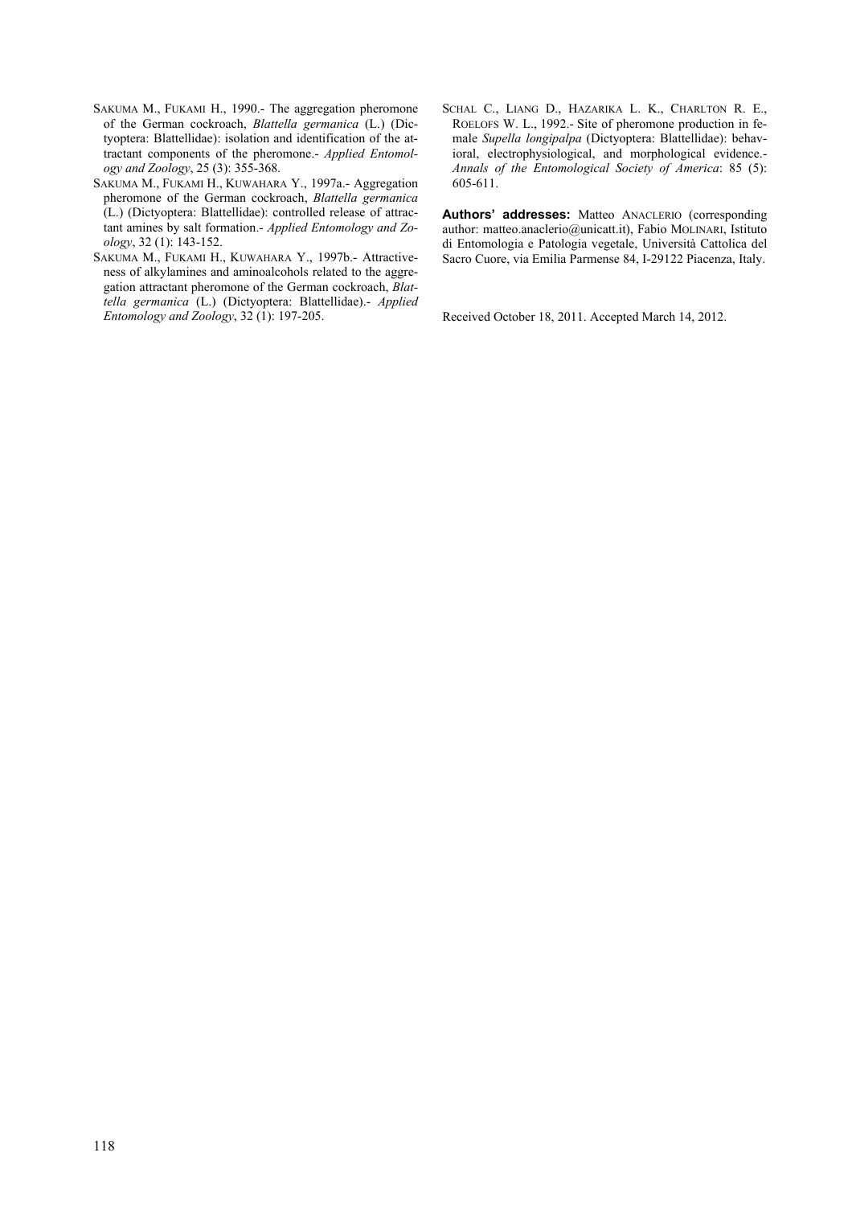SAKUMA M., FUKAMI H., 1990.- The aggregation pheromone of the German cockroach, *Blattella germanica* (L.) (Dictyoptera: Blattellidae): isolation and identification of the attractant components of the pheromone.- *Applied Entomology and Zoology*, 25 (3): 355-368.

SAKUMA M., FUKAMI H., KUWAHARA Y., 1997a.- Aggregation pheromone of the German cockroach, *Blattella germanica* (L.) (Dictyoptera: Blattellidae): controlled release of attractant amines by salt formation.- *Applied Entomology and Zoology*, 32 (1): 143-152.

SAKUMA M., FUKAMI H., KUWAHARA Y., 1997b.- Attractiveness of alkylamines and aminoalcohols related to the aggregation attractant pheromone of the German cockroach, *Blattella germanica* (L.) (Dictyoptera: Blattellidae).- *Applied Entomology and Zoology*, 32 (1): 197-205.

SCHAL C., LIANG D., HAZARIKA L. K., CHARLTON R. E., ROELOFS W. L., 1992.- Site of pheromone production in female *Supella longipalpa* (Dictyoptera: Blattellidae): behavioral, electrophysiological, and morphological evidence.- *Annals of the Entomological Society of America*: 85 (5): 605-611.

**Authors' addresses:** Matteo ANACLERIO (corresponding author: matteo.anaclerio@unicatt.it), Fabio MOLINARI, Istituto di Entomologia e Patologia vegetale, Università Cattolica del Sacro Cuore, via Emilia Parmense 84, I-29122 Piacenza, Italy.

Received October 18, 2011. Accepted March 14, 2012.